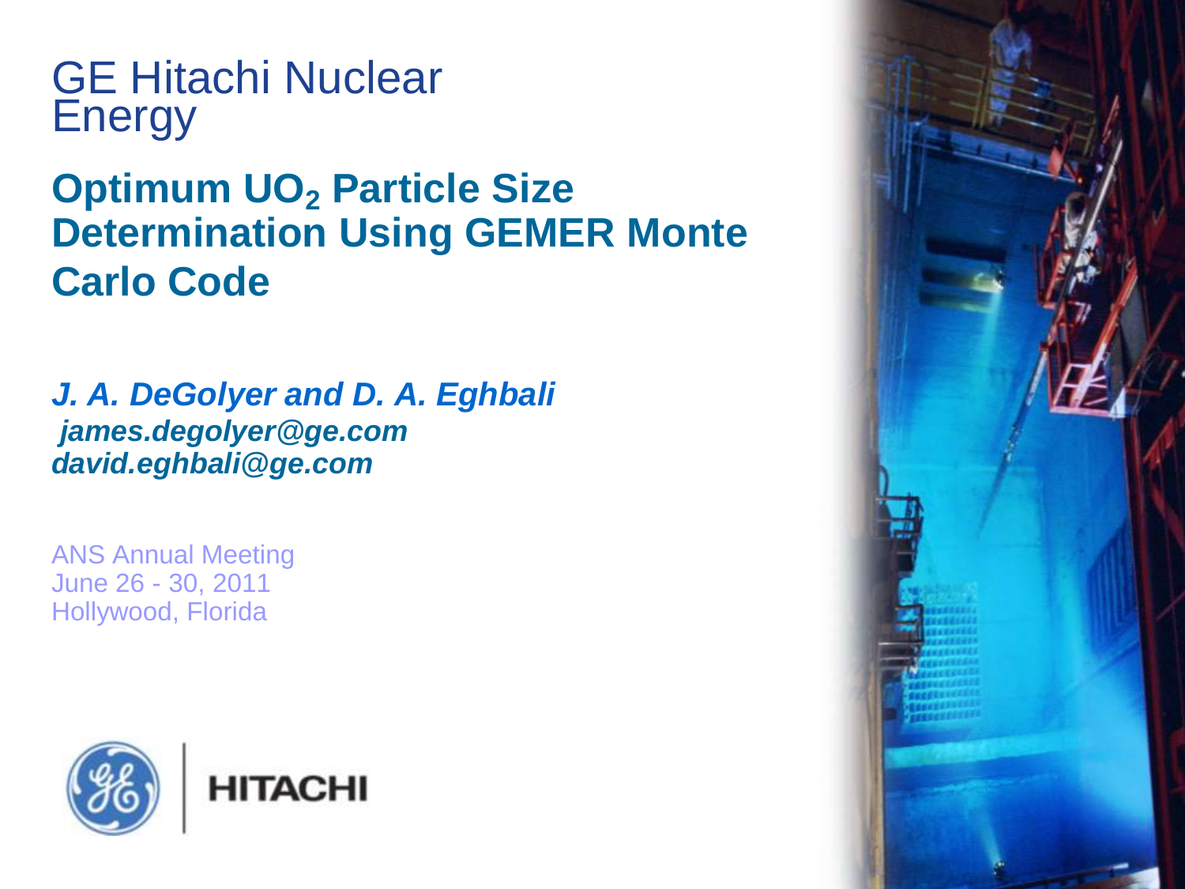# GE Hitachi Nuclear Energy

## Optimum $UO_2$ Particle Size Determination Using GEMER Monte Carlo Code

***J. A. DeGolyer and D. A. Eghbali***
***james.degolyer@ge.com***
***david.eghbali@ge.com***

ANS Annual Meeting
June 26 - 30, 2011
Hollywood, Florida

HITACHI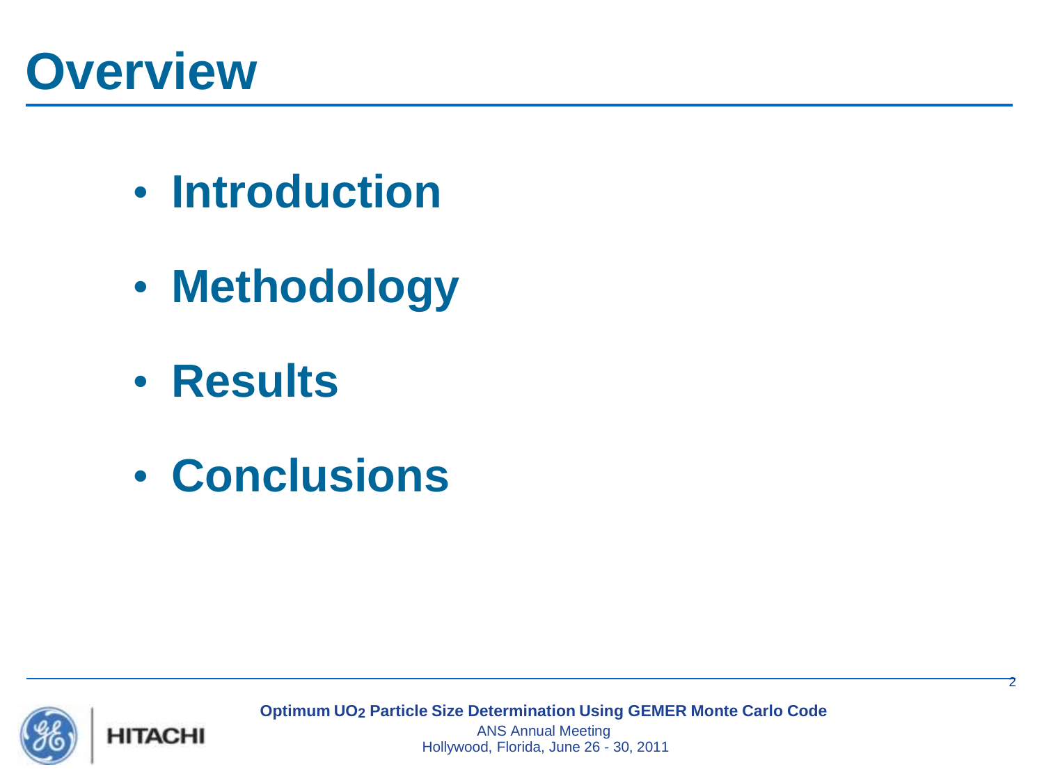# Overview

- **Introduction**
- **Methodology**
- **Results**
- **Conclusions**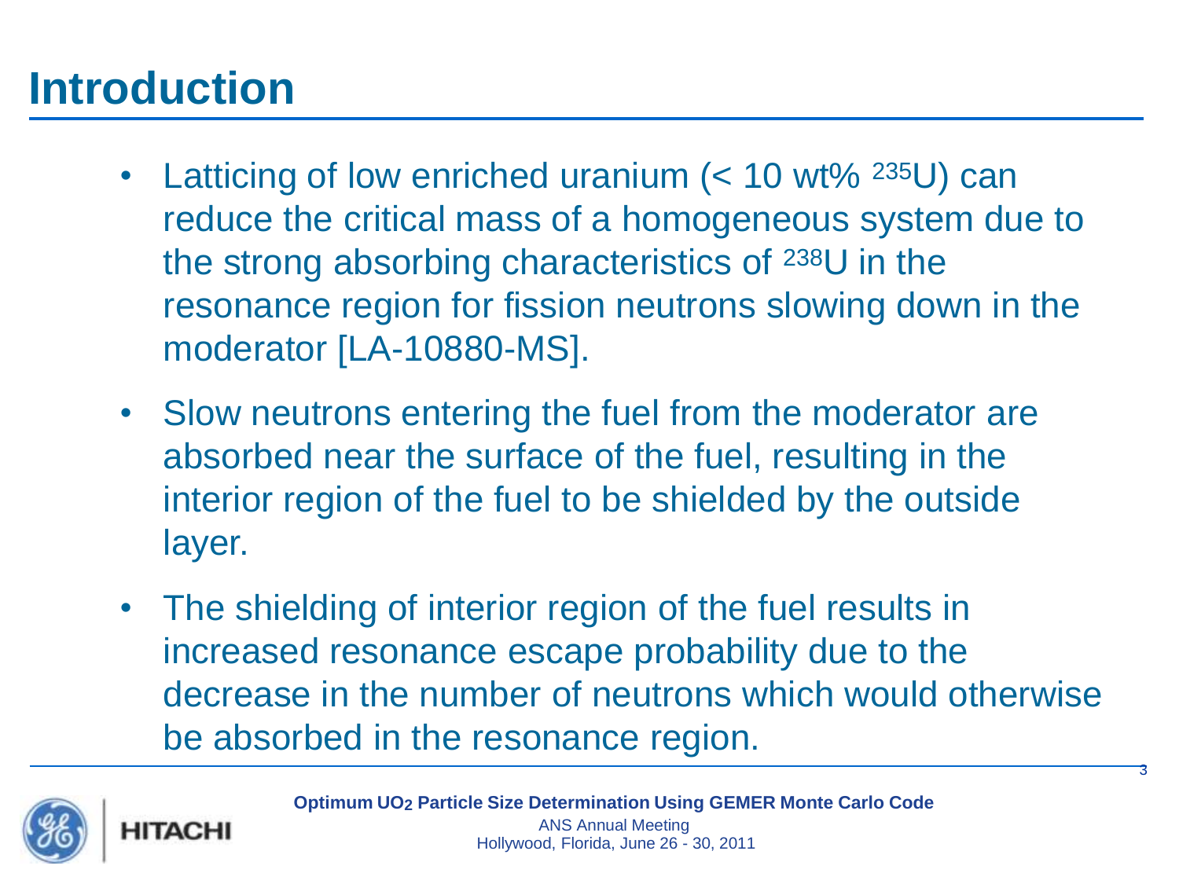# Introduction

- Latticing of low enriched uranium (< 10 wt% $^{235}U$) can reduce the critical mass of a homogeneous system due to the strong absorbing characteristics of $^{238}U$ in the resonance region for fission neutrons slowing down in the moderator [LA-10880-MS].
- Slow neutrons entering the fuel from the moderator are absorbed near the surface of the fuel, resulting in the interior region of the fuel to be shielded by the outside layer.
- The shielding of interior region of the fuel results in increased resonance escape probability due to the decrease in the number of neutrons which would otherwise be absorbed in the resonance region.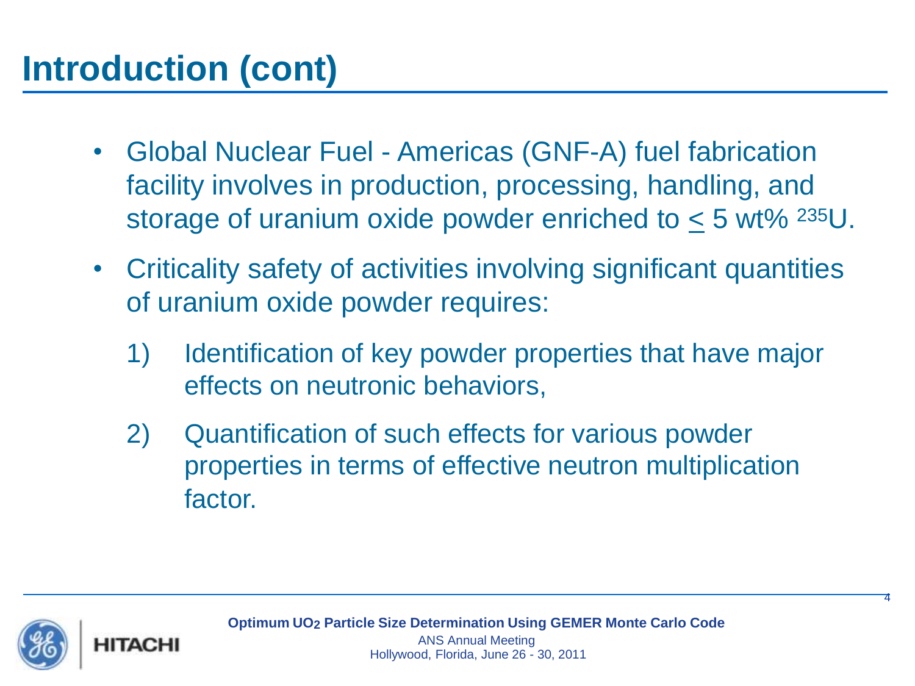# Introduction (cont)

- Global Nuclear Fuel - Americas (GNF-A) fuel fabrication facility involves in production, processing, handling, and storage of uranium oxide powder enriched to $\leq$ 5 wt% $^{235}U$.
- Criticality safety of activities involving significant quantities of uranium oxide powder requires:
  1) Identification of key powder properties that have major effects on neutronic behaviors,
  2) Quantification of such effects for various powder properties in terms of effective neutron multiplication factor.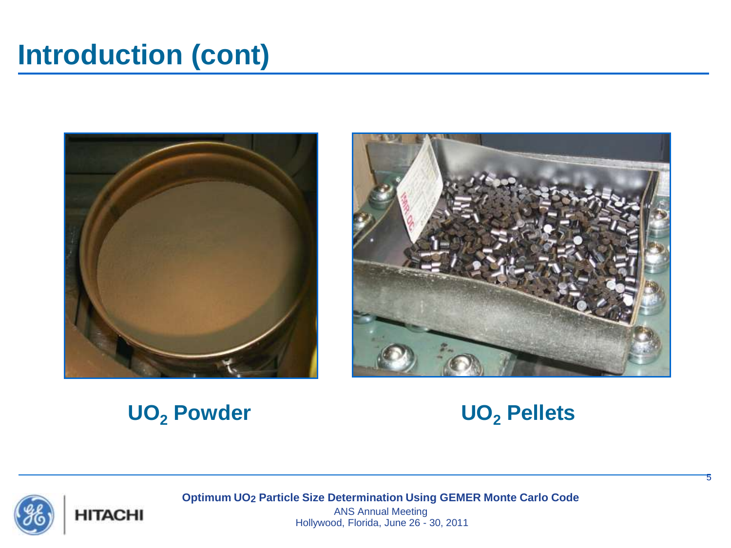# Introduction (cont)

$UO_2$ Powder

$UO_2$ Pellets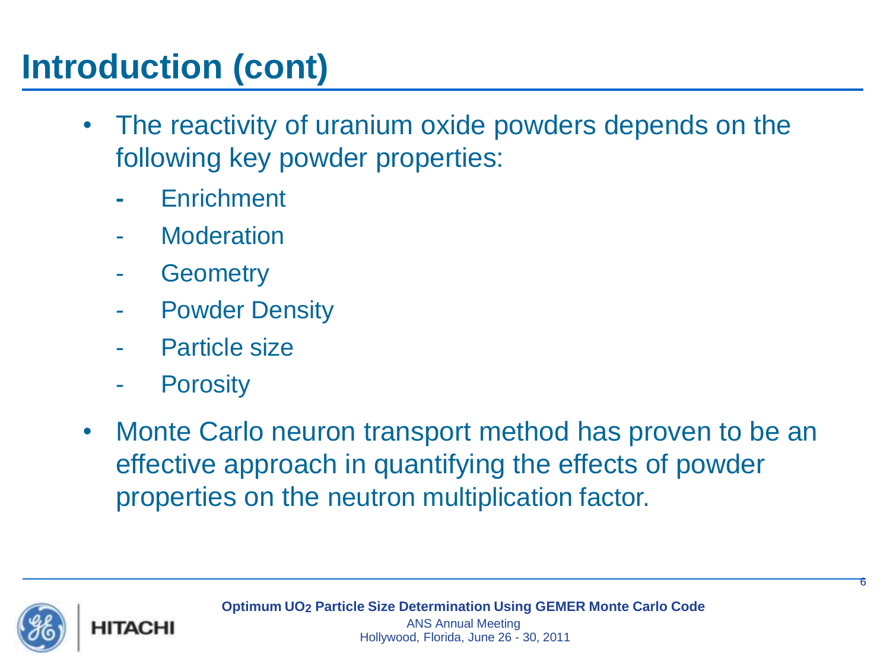# Introduction (cont)

- The reactivity of uranium oxide powders depends on the following key powder properties:
  - Enrichment
  - Moderation
  - Geometry
  - Powder Density
  - Particle size
  - Porosity
- Monte Carlo neuron transport method has proven to be an effective approach in quantifying the effects of powder properties on the neutron multiplication factor.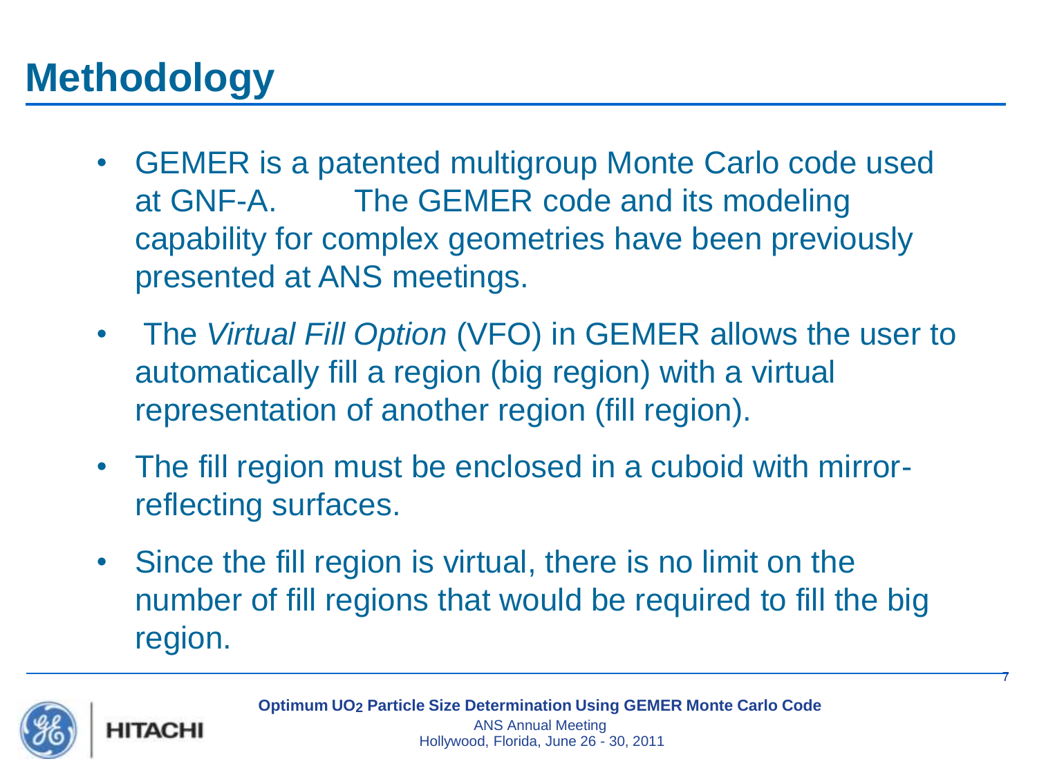# Methodology

- GEMER is a patented multigroup Monte Carlo code used at GNF-A. The GEMER code and its modeling capability for complex geometries have been previously presented at ANS meetings.
- The *Virtual Fill Option* (VFO) in GEMER allows the user to automatically fill a region (big region) with a virtual representation of another region (fill region).
- The fill region must be enclosed in a cuboid with mirror-reflecting surfaces.
- Since the fill region is virtual, there is no limit on the number of fill regions that would be required to fill the big region.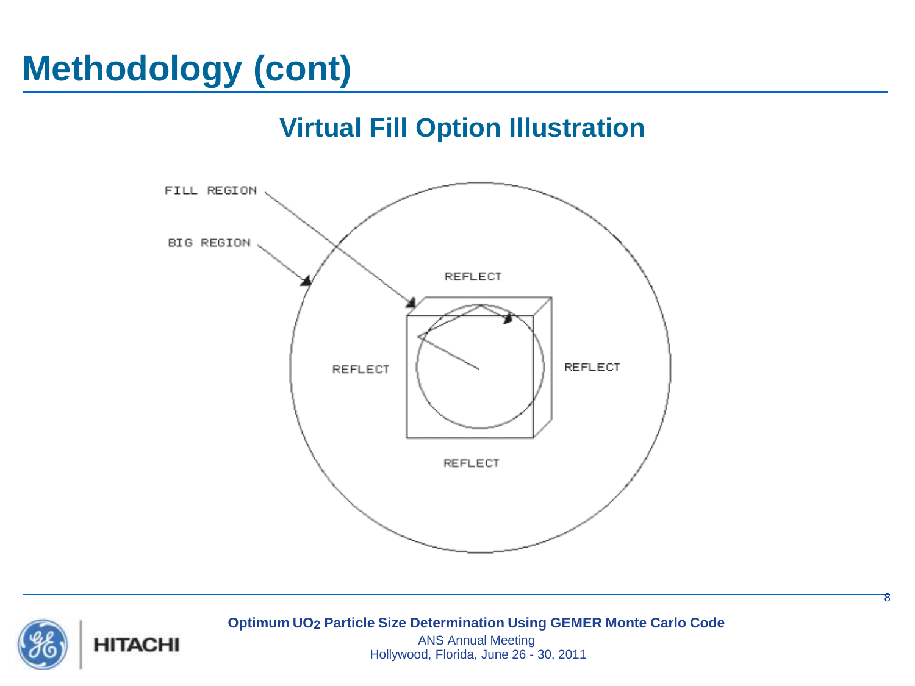# Methodology (cont)

## Virtual Fill Option Illustration

FILL REGION

BIG REGION

REFLECT

REFLECT

REFLECT

REFLECT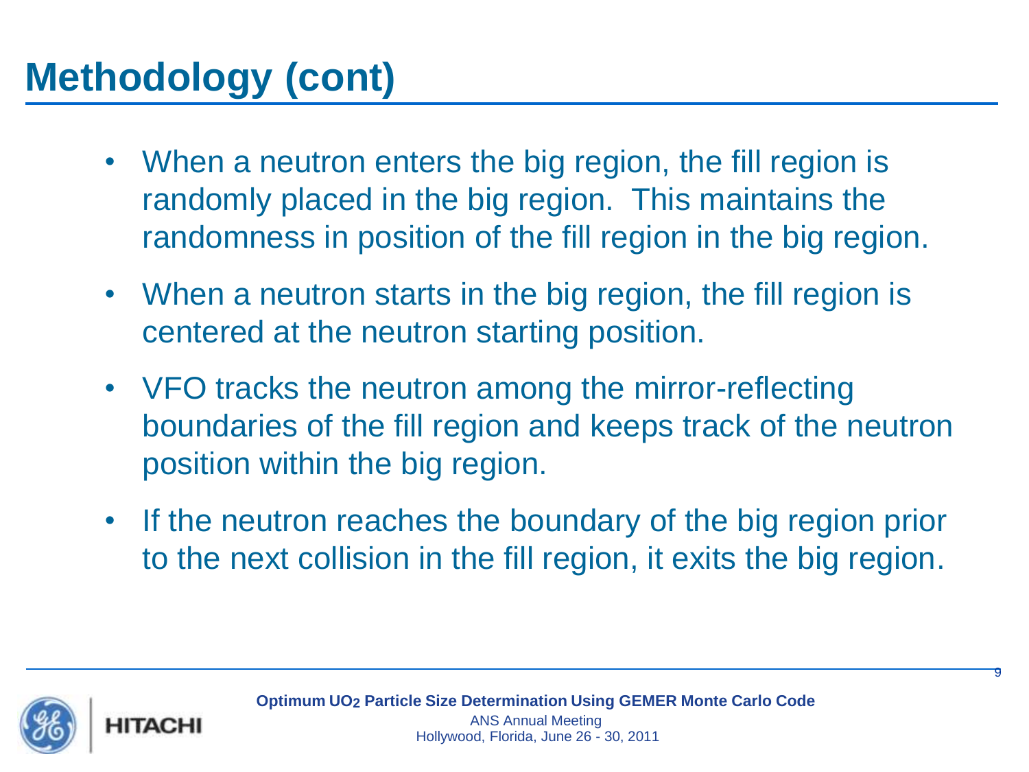# Methodology (cont)

- When a neutron enters the big region, the fill region is randomly placed in the big region. This maintains the randomness in position of the fill region in the big region.
- When a neutron starts in the big region, the fill region is centered at the neutron starting position.
- VFO tracks the neutron among the mirror-reflecting boundaries of the fill region and keeps track of the neutron position within the big region.
- If the neutron reaches the boundary of the big region prior to the next collision in the fill region, it exits the big region.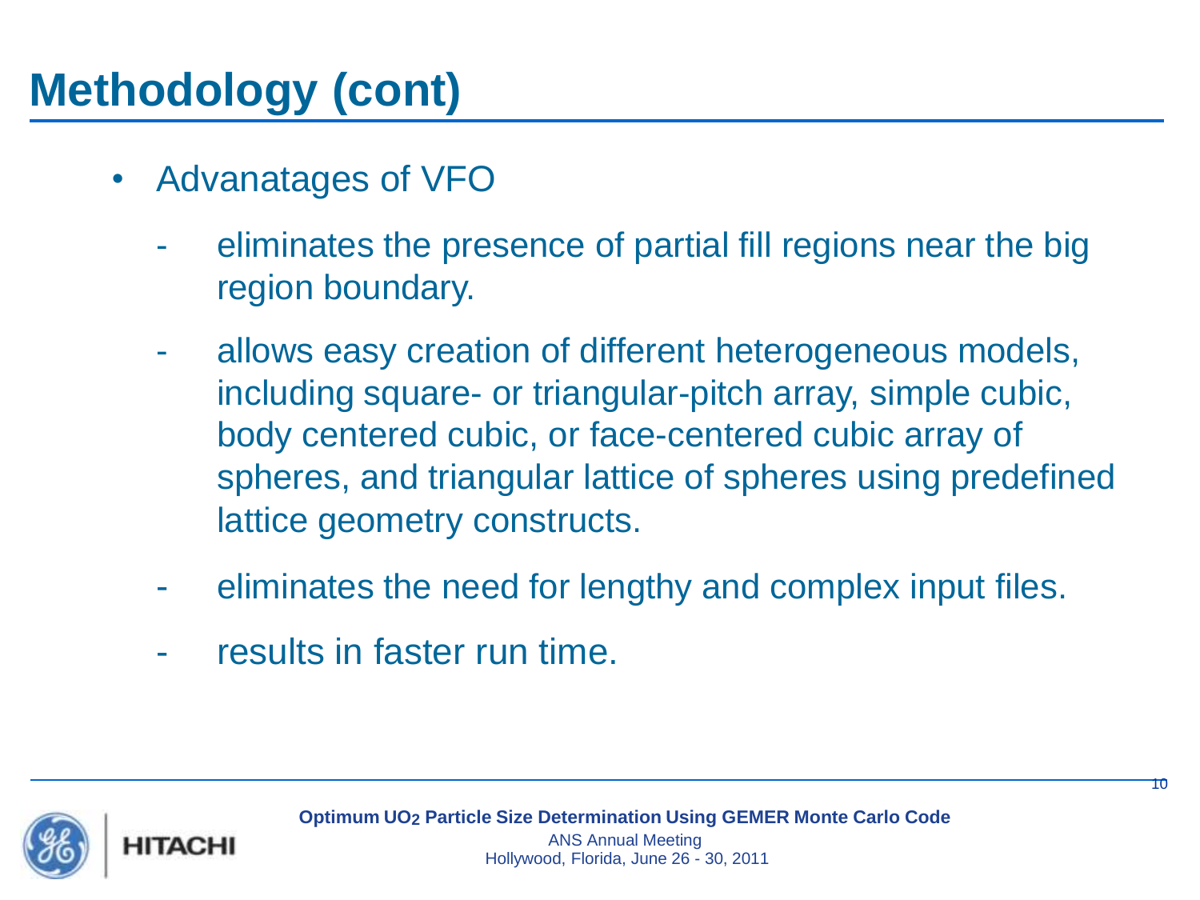# Methodology (cont)

- Advanatages of VFO
  - eliminates the presence of partial fill regions near the big region boundary.
  - allows easy creation of different heterogeneous models, including square- or triangular-pitch array, simple cubic, body centered cubic, or face-centered cubic array of spheres, and triangular lattice of spheres using predefined lattice geometry constructs.
  - eliminates the need for lengthy and complex input files.
  - results in faster run time.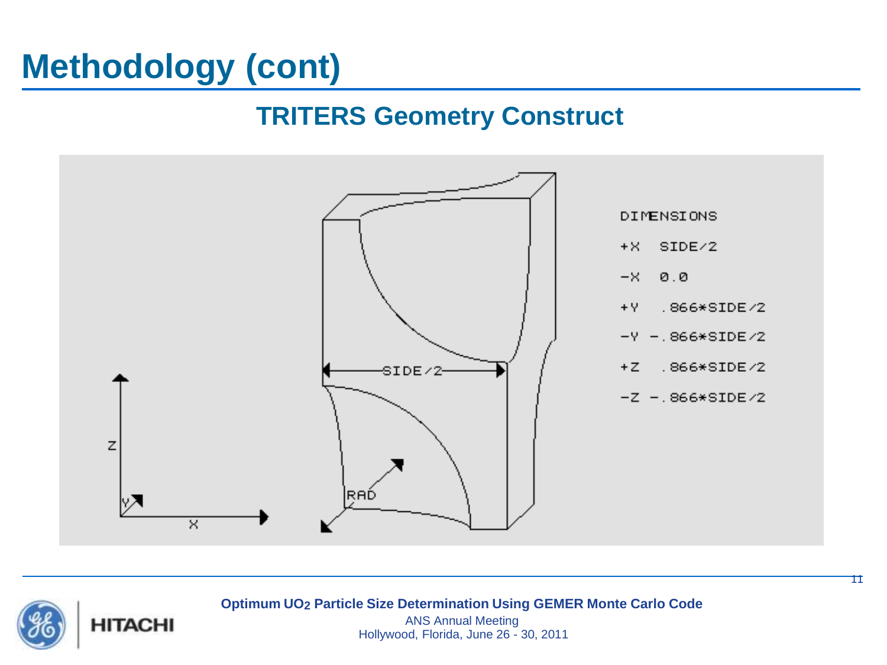# Methodology (cont)

## TRITERS Geometry Construct

DIMENSIONS

+X SIDE/2

-X 0.0

+Y .866*SIDE/2

-Y -.866*SIDE/2

+Z .866*SIDE/2

-Z -.866*SIDE/2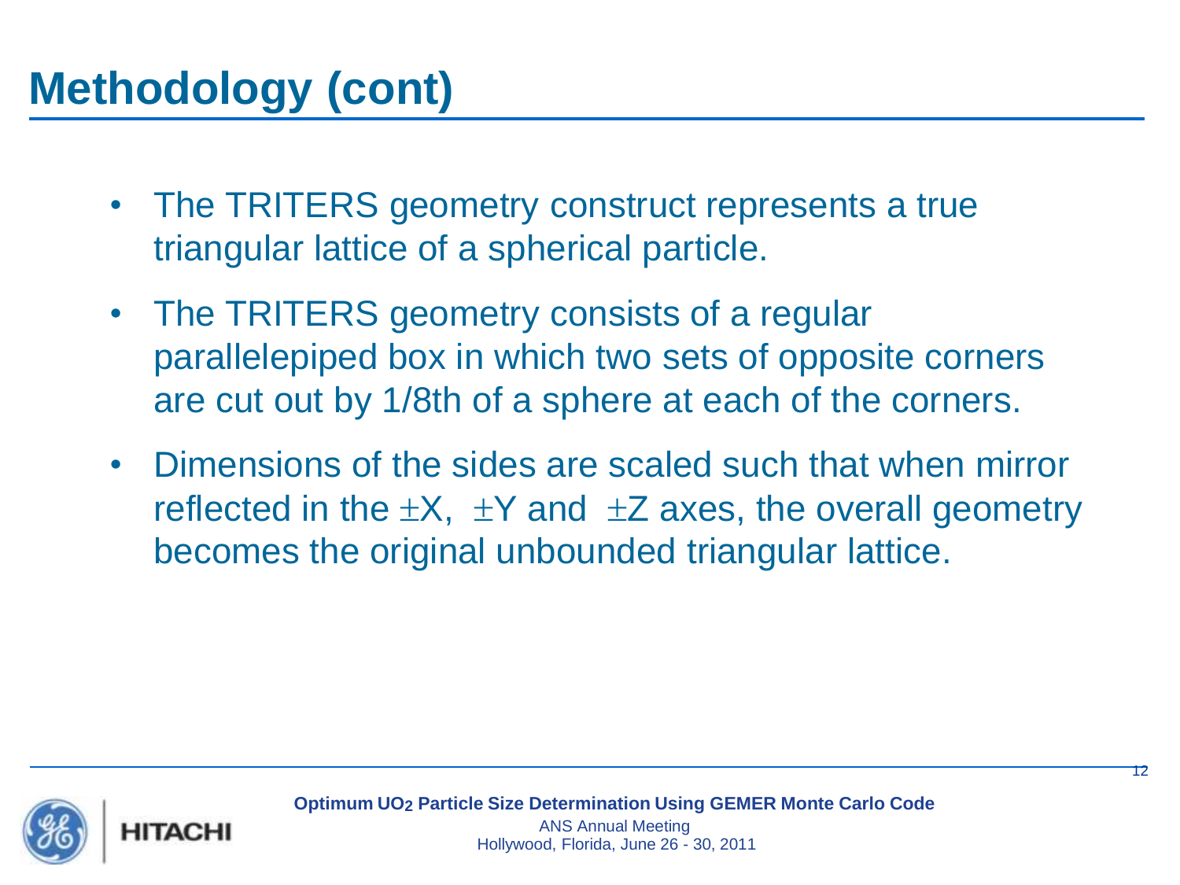# Methodology (cont)

- The TRITERS geometry construct represents a true triangular lattice of a spherical particle.
- The TRITERS geometry consists of a regular parallelepiped box in which two sets of opposite corners are cut out by 1/8th of a sphere at each of the corners.
- Dimensions of the sides are scaled such that when mirror reflected in the $\pm$X, $\pm$Y and $\pm$Z axes, the overall geometry becomes the original unbounded triangular lattice.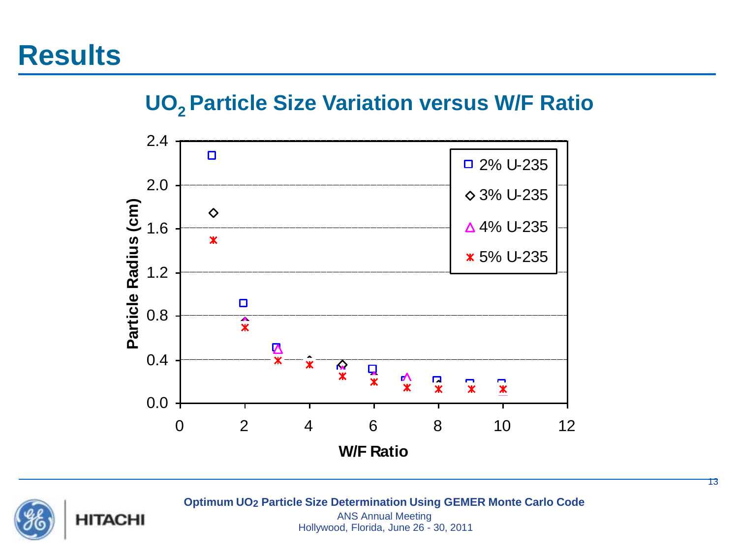# Results

## $UO_2$ Particle Size Variation versus W/F Ratio

Particle Radius (cm)

2.4
2.0
1.6
1.2
0.8
0.4
0.0

0 2 4 6 8 10 12

W/F Ratio

- 2% U-235
- 3% U-235
- 4% U-235
- 5% U-235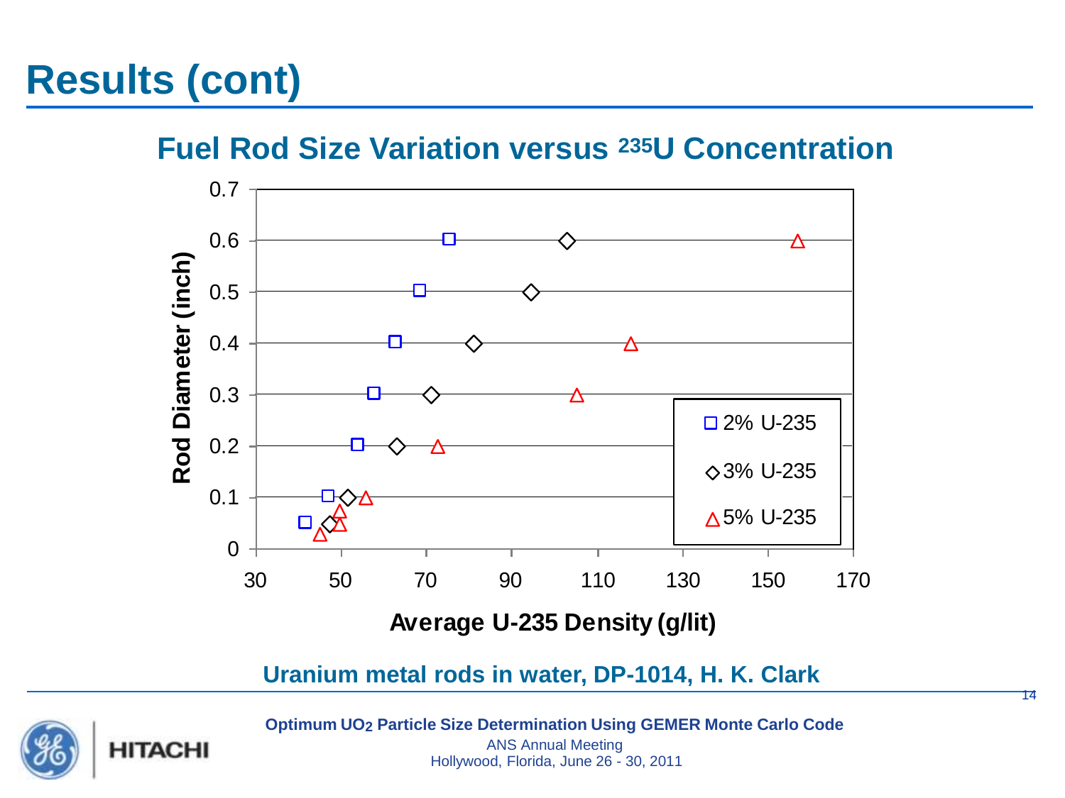# Results (cont)

## Fuel Rod Size Variation versus $^{235}$U Concentration

Rod Diameter (inch)

0.7
0.6
0.5
0.4
0.3
0.2
0.1
0

30 50 70 90 110 130 150 170

Average U-235 Density (g/lit)

□ 2% U-235

◇ 3% U-235

△ 5% U-235

**Uranium metal rods in water, DP-1014, H. K. Clark**

**Optimum $UO_2$ Particle Size Determination Using GEMER Monte Carlo Code**

ANS Annual Meeting
Hollywood, Florida, June 26 - 30, 2011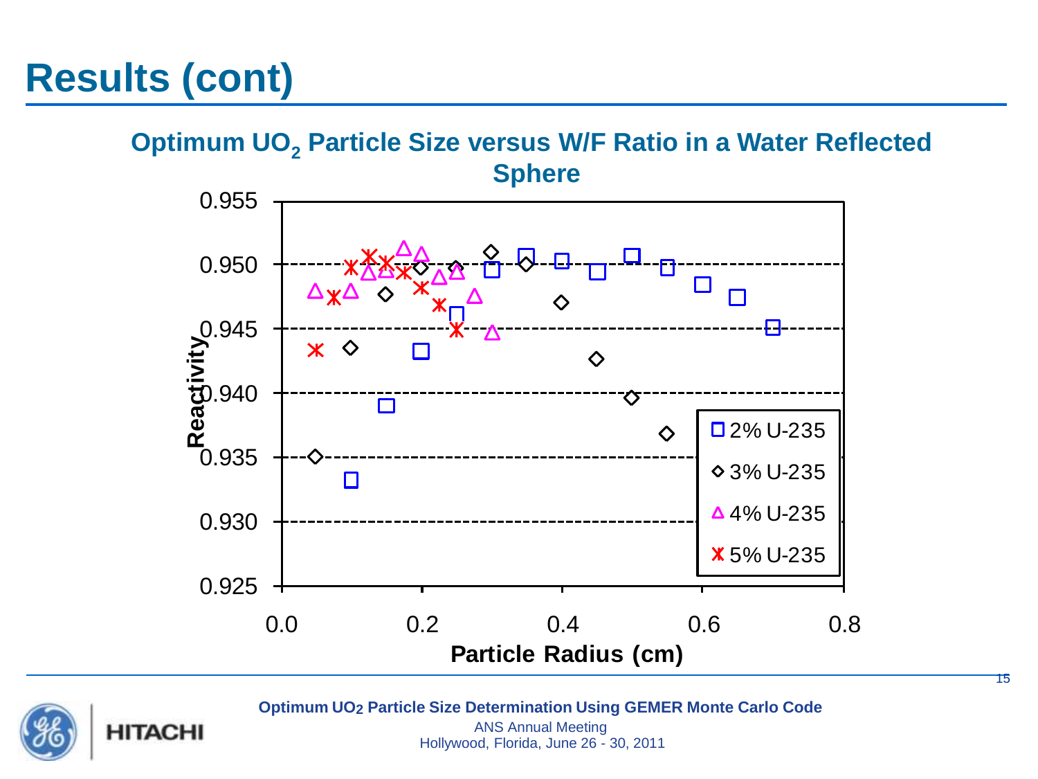# Results (cont)

## Optimum $UO_2$ Particle Size versus W/F Ratio in a Water Reflected Sphere

Reactivity (y-axis: 0.925 – 0.955) vs. Particle Radius (cm) (x-axis: 0.0 – 0.8)

Legend:
- 2% U-235
- 3% U-235
- 4% U-235
- 5% U-235

Optimum $UO_2$ Particle Size Determination Using GEMER Monte Carlo Code

ANS Annual Meeting
Hollywood, Florida, June 26 - 30, 2011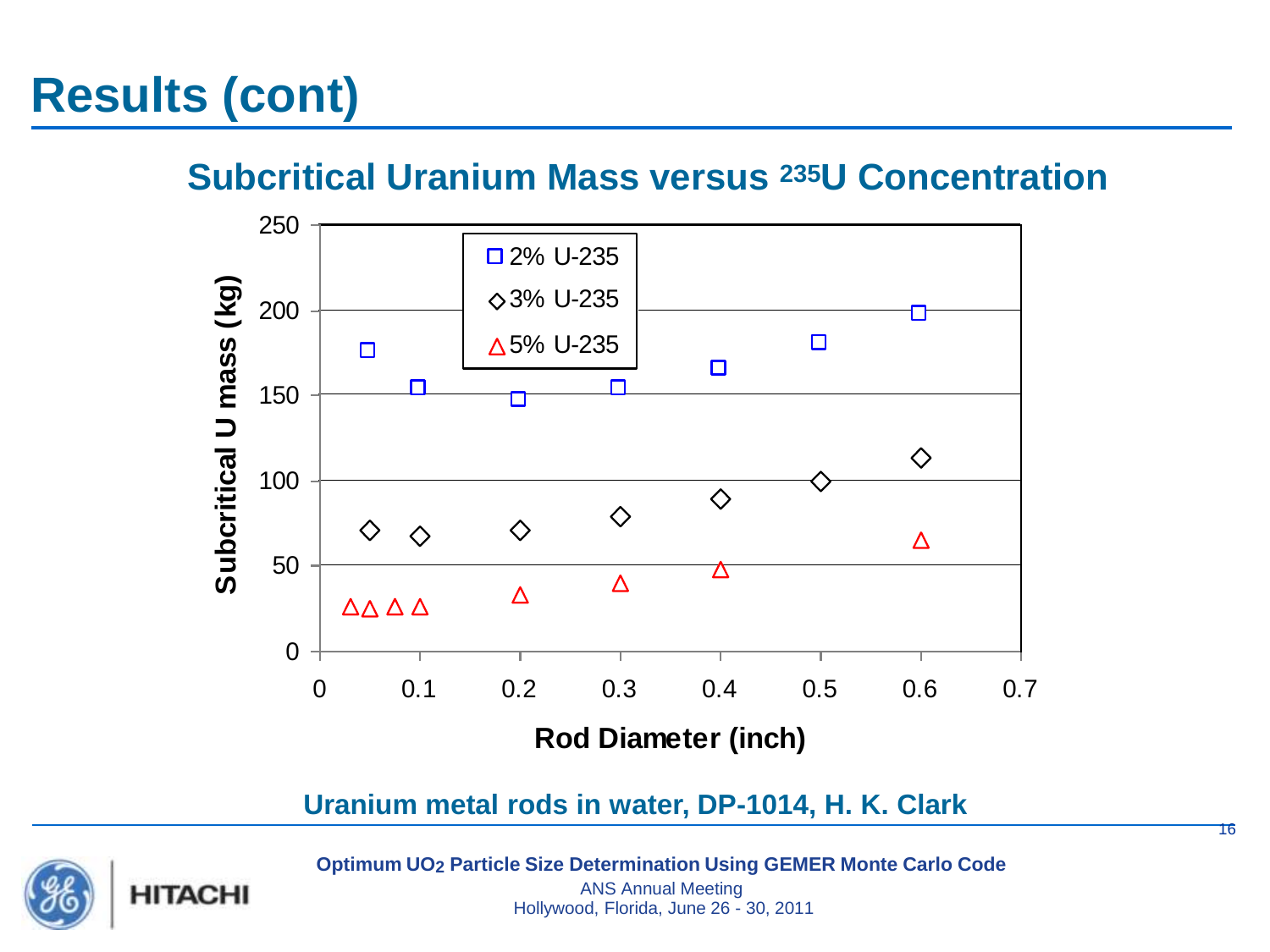# Results (cont)

## Subcritical Uranium Mass versus $^{235}$U Concentration

Subcritical U mass (kg) vs. Rod Diameter (inch)

Legend: 2% U-235, 3% U-235, 5% U-235

Uranium metal rods in water, DP-1014, H. K. Clark

**Optimum $UO_2$ Particle Size Determination Using GEMER Monte Carlo Code**

ANS Annual Meeting
Hollywood, Florida, June 26 - 30, 2011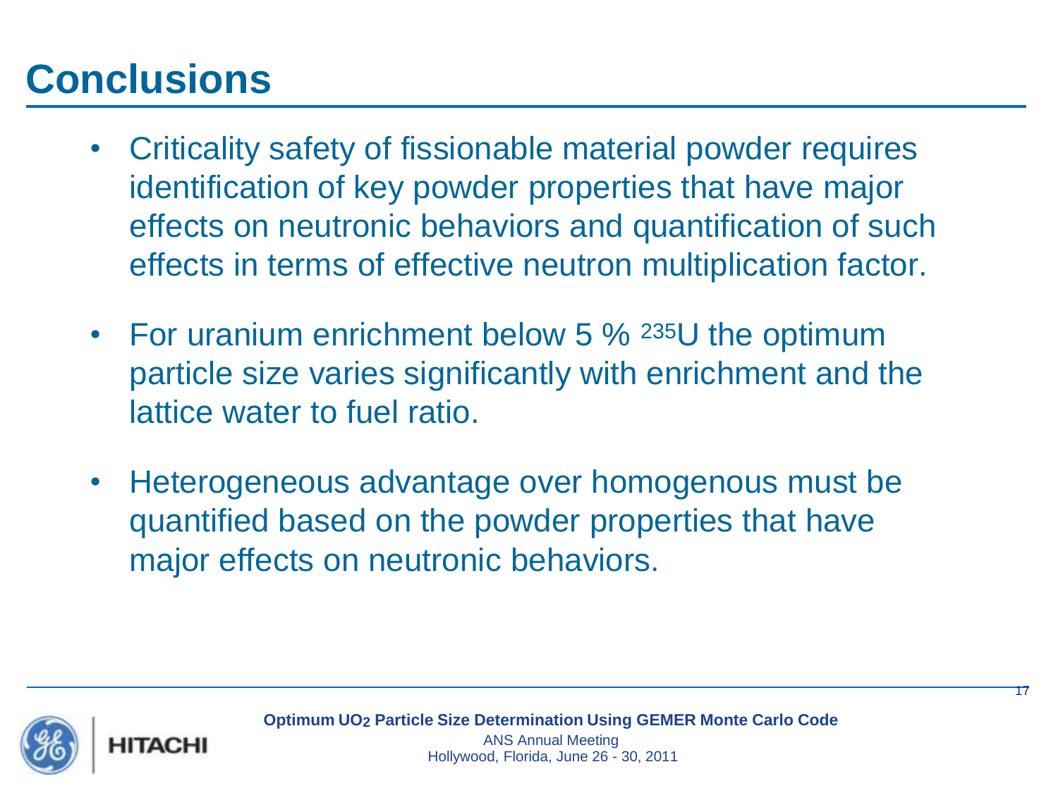# Conclusions

- Criticality safety of fissionable material powder requires identification of key powder properties that have major effects on neutronic behaviors and quantification of such effects in terms of effective neutron multiplication factor.
- For uranium enrichment below 5 % $^{235}U$ the optimum particle size varies significantly with enrichment and the lattice water to fuel ratio.
- Heterogeneous advantage over homogenous must be quantified based on the powder properties that have major effects on neutronic behaviors.